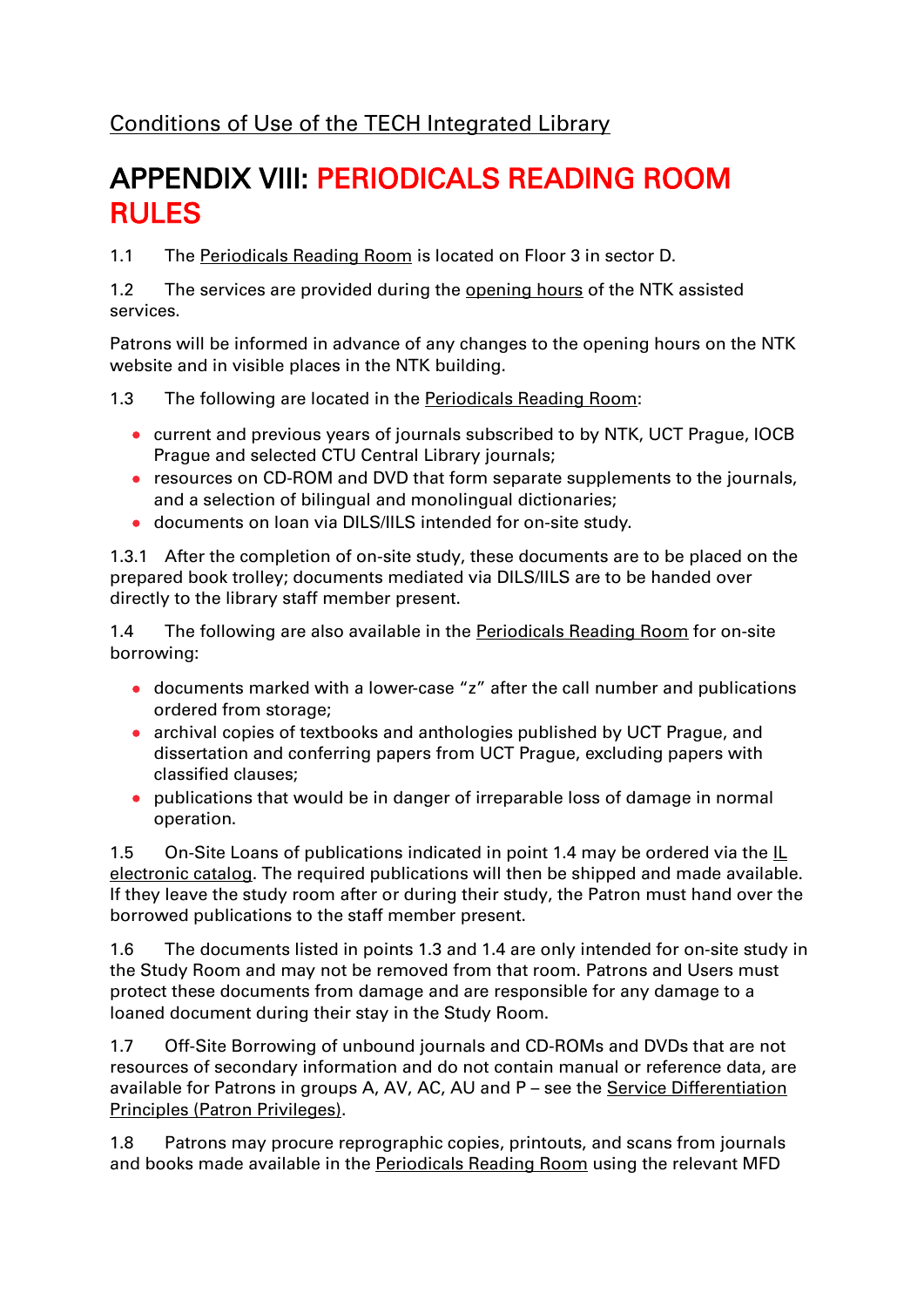Conditions of Use of the TECH Integrated Library

# APPENDIX VIII: PERIODICALS READING ROOM RULES

1.1 The Periodicals Reading Room is located on Floor 3 in sector D.

1.2 The services are provided during the opening hours of the NTK assisted services.

Patrons will be informed in advance of any changes to the opening hours on the NTK website and in visible places in the NTK building.

1.3 The following are located in the Periodicals Reading Room:

- current and previous years of journals subscribed to by NTK, UCT Prague, IOCB Prague and selected CTU Central Library journals;
- resources on CD-ROM and DVD that form separate supplements to the journals, and a selection of bilingual and monolingual dictionaries;
- documents on loan via DILS/IILS intended for on-site study.

1.3.1 After the completion of on-site study, these documents are to be placed on the prepared book trolley; documents mediated via DILS/IILS are to be handed over directly to the library staff member present.

1.4 The following are also available in the Periodicals Reading Room for on-site borrowing:

- documents marked with a lower-case "z" after the call number and publications ordered from storage;
- archival copies of textbooks and anthologies published by UCT Prague, and dissertation and conferring papers from UCT Prague, excluding papers with classified clauses;
- publications that would be in danger of irreparable loss of damage in normal operation.

1.5 On-Site Loans of publications indicated in point 1.4 may be ordered via the IL electronic catalog. The required publications will then be shipped and made available. If they leave the study room after or during their study, the Patron must hand over the borrowed publications to the staff member present.

1.6 The documents listed in points 1.3 and 1.4 are only intended for on-site study in the Study Room and may not be removed from that room. Patrons and Users must protect these documents from damage and are responsible for any damage to a loaned document during their stay in the Study Room.

1.7 Off-Site Borrowing of unbound journals and CD-ROMs and DVDs that are not resources of secondary information and do not contain manual or reference data, are available for Patrons in groups A, AV, AC, AU and P – see the Service Differentiation Principles (Patron Privileges).

1.8 Patrons may procure reprographic copies, printouts, and scans from journals and books made available in the Periodicals Reading Room using the relevant MFD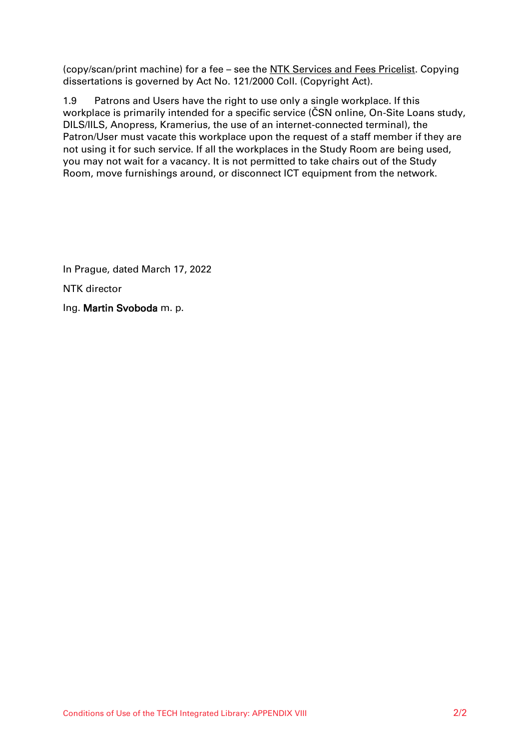(copy/scan/print machine) for a fee – see the NTK Services and Fees Pricelist. Copying dissertations is governed by Act No. 121/2000 Coll. (Copyright Act).

1.9 Patrons and Users have the right to use only a single workplace. If this workplace is primarily intended for a specific service (ČSN online, On-Site Loans study, DILS/IILS, Anopress, Kramerius, the use of an internet-connected terminal), the Patron/User must vacate this workplace upon the request of a staff member if they are not using it for such service. If all the workplaces in the Study Room are being used, you may not wait for a vacancy. It is not permitted to take chairs out of the Study Room, move furnishings around, or disconnect ICT equipment from the network.

In Prague, dated March 17, 2022

NTK director

Ing. **Martin Svoboda** m. p.